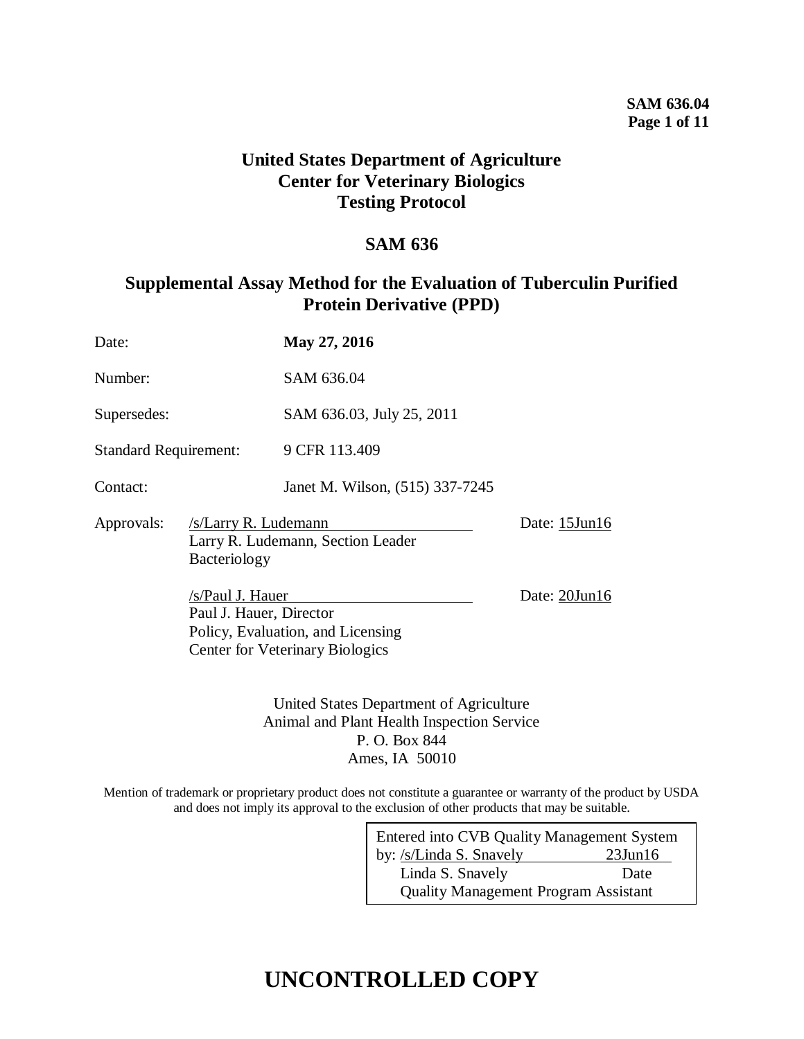# United States Department of Agriculture
# Center for Veterinary Biologics
# Testing Protocol

## SAM 636

## Supplemental Assay Method for the Evaluation of Tuberculin Purified Protein Derivative (PPD)

Date: **May 27, 2016**

Number: SAM 636.04

Supersedes: SAM 636.03, July 25, 2011

Standard Requirement: 9 CFR 113.409

Contact: Janet M. Wilson, (515) 337-7245

Approvals: /s/Larry R. Ludemann Date: 15Jun16
Larry R. Ludemann, Section Leader
Bacteriology

/s/Paul J. Hauer Date: 20Jun16
Paul J. Hauer, Director
Policy, Evaluation, and Licensing
Center for Veterinary Biologics

United States Department of Agriculture
Animal and Plant Health Inspection Service
P. O. Box 844
Ames, IA 50010

Mention of trademark or proprietary product does not constitute a guarantee or warranty of the product by USDA and does not imply its approval to the exclusion of other products that may be suitable.

Entered into CVB Quality Management System
by: /s/Linda S. Snavely 23Jun16
Linda S. Snavely Date
Quality Management Program Assistant

# UNCONTROLLED COPY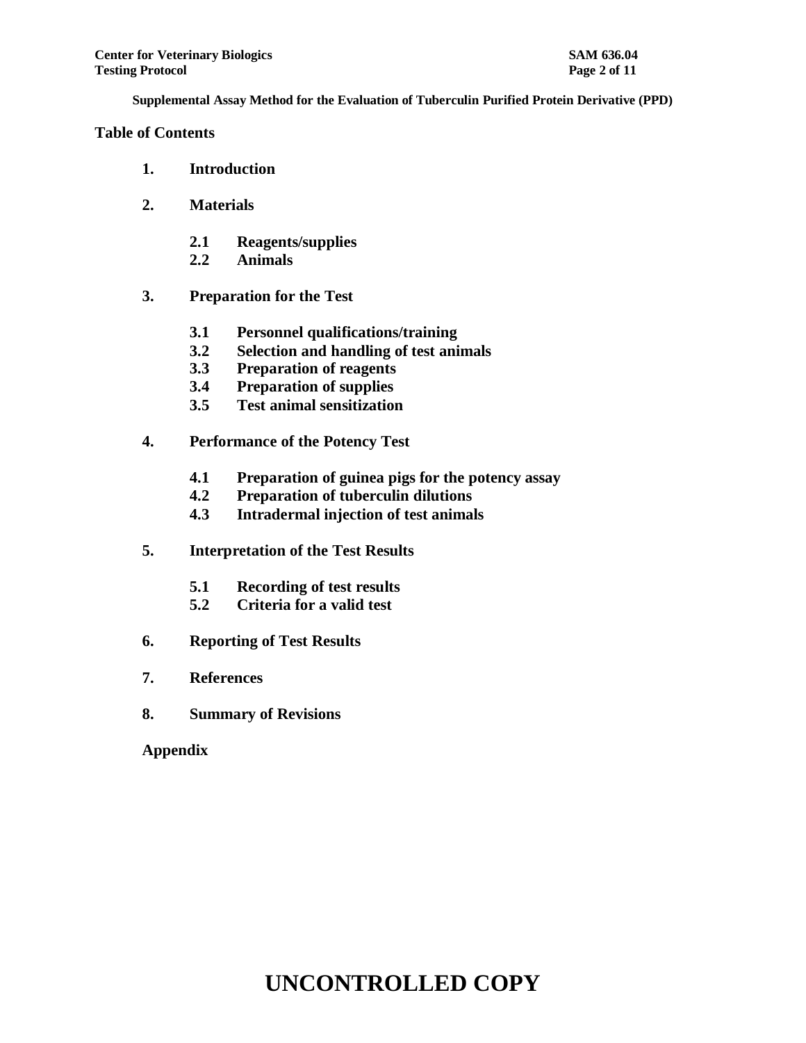**Supplemental Assay Method for the Evaluation of Tuberculin Purified Protein Derivative (PPD)**

## Table of Contents

1. **Introduction**
2. **Materials**
   - 2.1 Reagents/supplies
   - 2.2 Animals
3. **Preparation for the Test**
   - 3.1 Personnel qualifications/training
   - 3.2 Selection and handling of test animals
   - 3.3 Preparation of reagents
   - 3.4 Preparation of supplies
   - 3.5 Test animal sensitization
4. **Performance of the Potency Test**
   - 4.1 Preparation of guinea pigs for the potency assay
   - 4.2 Preparation of tuberculin dilutions
   - 4.3 Intradermal injection of test animals
5. **Interpretation of the Test Results**
   - 5.1 Recording of test results
   - 5.2 Criteria for a valid test
6. **Reporting of Test Results**
7. **References**
8. **Summary of Revisions**

**Appendix**

# UNCONTROLLED COPY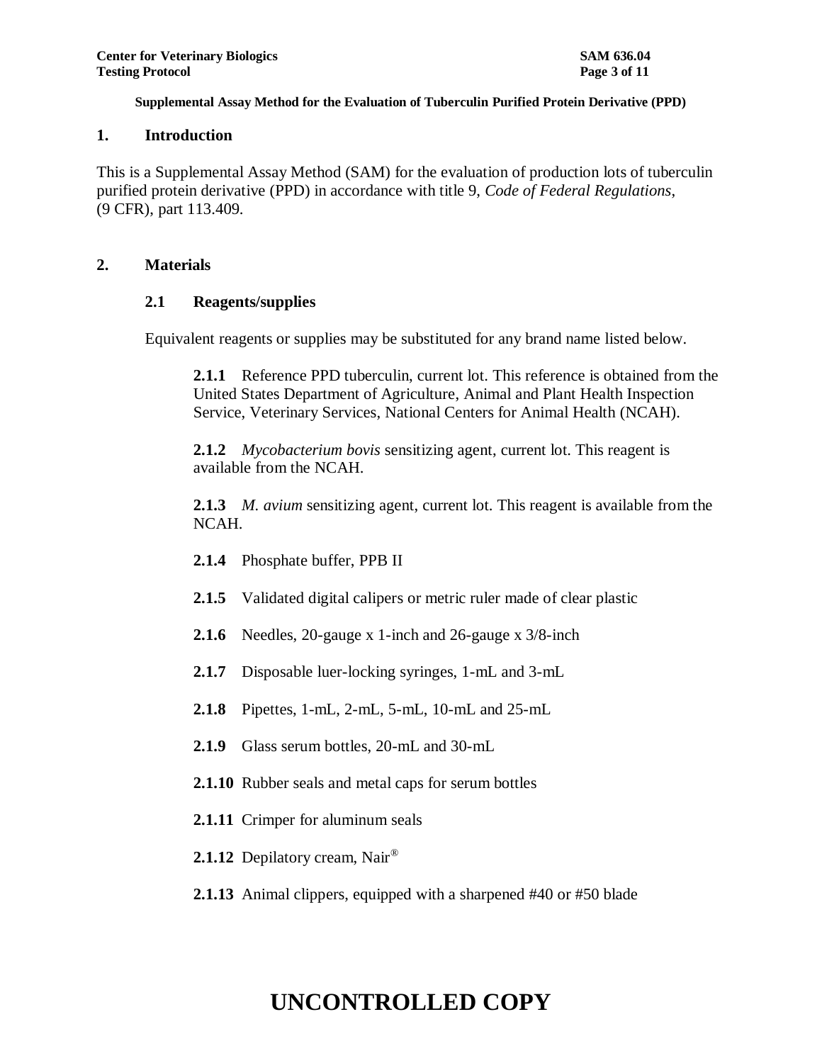## 1. Introduction

This is a Supplemental Assay Method (SAM) for the evaluation of production lots of tuberculin purified protein derivative (PPD) in accordance with title 9, *Code of Federal Regulations*, (9 CFR), part 113.409.

## 2. Materials

### 2.1 Reagents/supplies

Equivalent reagents or supplies may be substituted for any brand name listed below.

**2.1.1** Reference PPD tuberculin, current lot. This reference is obtained from the United States Department of Agriculture, Animal and Plant Health Inspection Service, Veterinary Services, National Centers for Animal Health (NCAH).

**2.1.2** *Mycobacterium bovis* sensitizing agent, current lot. This reagent is available from the NCAH.

**2.1.3** *M. avium* sensitizing agent, current lot. This reagent is available from the NCAH.

**2.1.4** Phosphate buffer, PPB II

**2.1.5** Validated digital calipers or metric ruler made of clear plastic

**2.1.6** Needles, 20-gauge x 1-inch and 26-gauge x 3/8-inch

**2.1.7** Disposable luer-locking syringes, 1-mL and 3-mL

**2.1.8** Pipettes, 1-mL, 2-mL, 5-mL, 10-mL and 25-mL

**2.1.9** Glass serum bottles, 20-mL and 30-mL

**2.1.10** Rubber seals and metal caps for serum bottles

**2.1.11** Crimper for aluminum seals

**2.1.12** Depilatory cream, Nair®

**2.1.13** Animal clippers, equipped with a sharpened #40 or #50 blade

# UNCONTROLLED COPY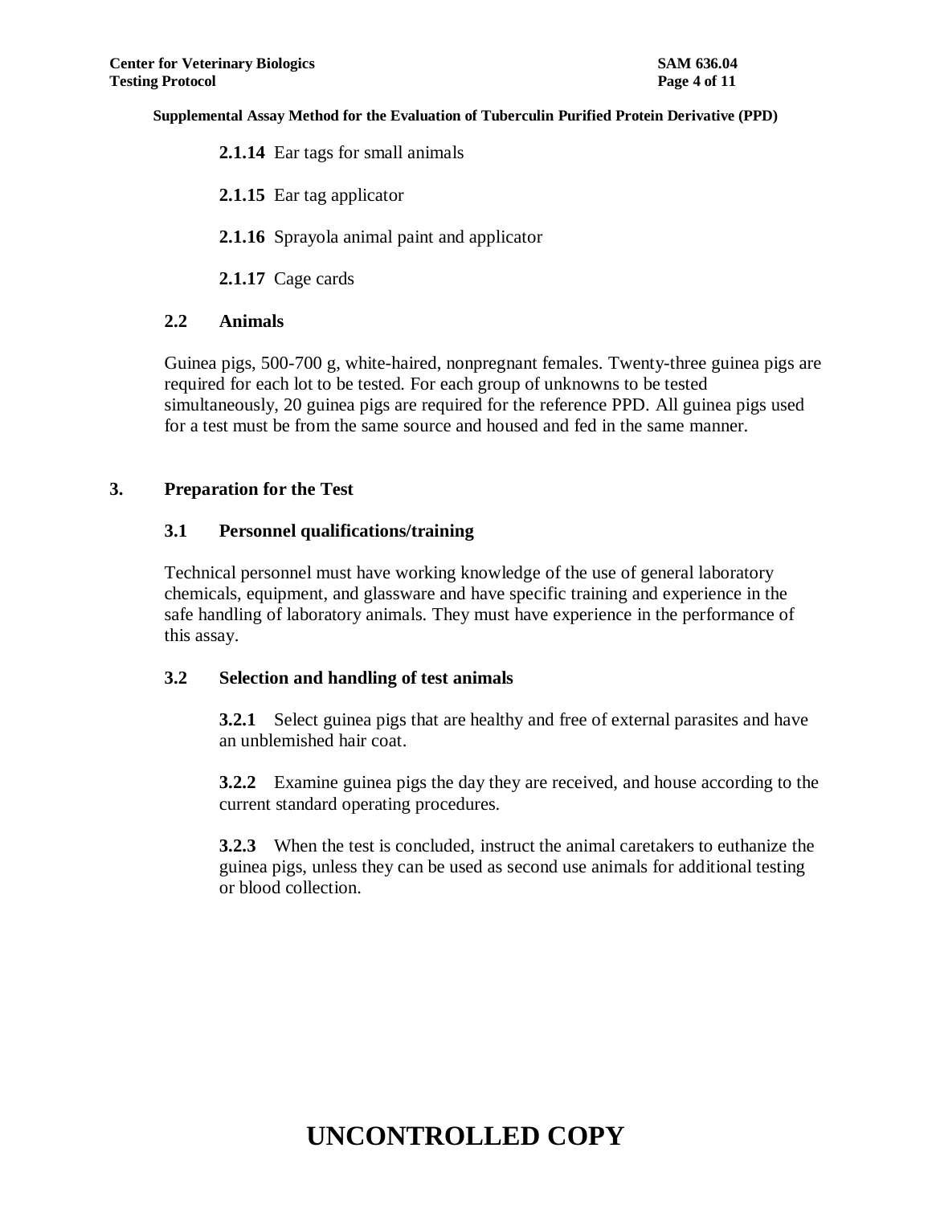**2.1.14** Ear tags for small animals

**2.1.15** Ear tag applicator

**2.1.16** Sprayola animal paint and applicator

**2.1.17** Cage cards

### 2.2 Animals

Guinea pigs, 500-700 g, white-haired, nonpregnant females. Twenty-three guinea pigs are required for each lot to be tested. For each group of unknowns to be tested simultaneously, 20 guinea pigs are required for the reference PPD. All guinea pigs used for a test must be from the same source and housed and fed in the same manner.

## 3. Preparation for the Test

### 3.1 Personnel qualifications/training

Technical personnel must have working knowledge of the use of general laboratory chemicals, equipment, and glassware and have specific training and experience in the safe handling of laboratory animals. They must have experience in the performance of this assay.

### 3.2 Selection and handling of test animals

**3.2.1** Select guinea pigs that are healthy and free of external parasites and have an unblemished hair coat.

**3.2.2** Examine guinea pigs the day they are received, and house according to the current standard operating procedures.

**3.2.3** When the test is concluded, instruct the animal caretakers to euthanize the guinea pigs, unless they can be used as second use animals for additional testing or blood collection.

# UNCONTROLLED COPY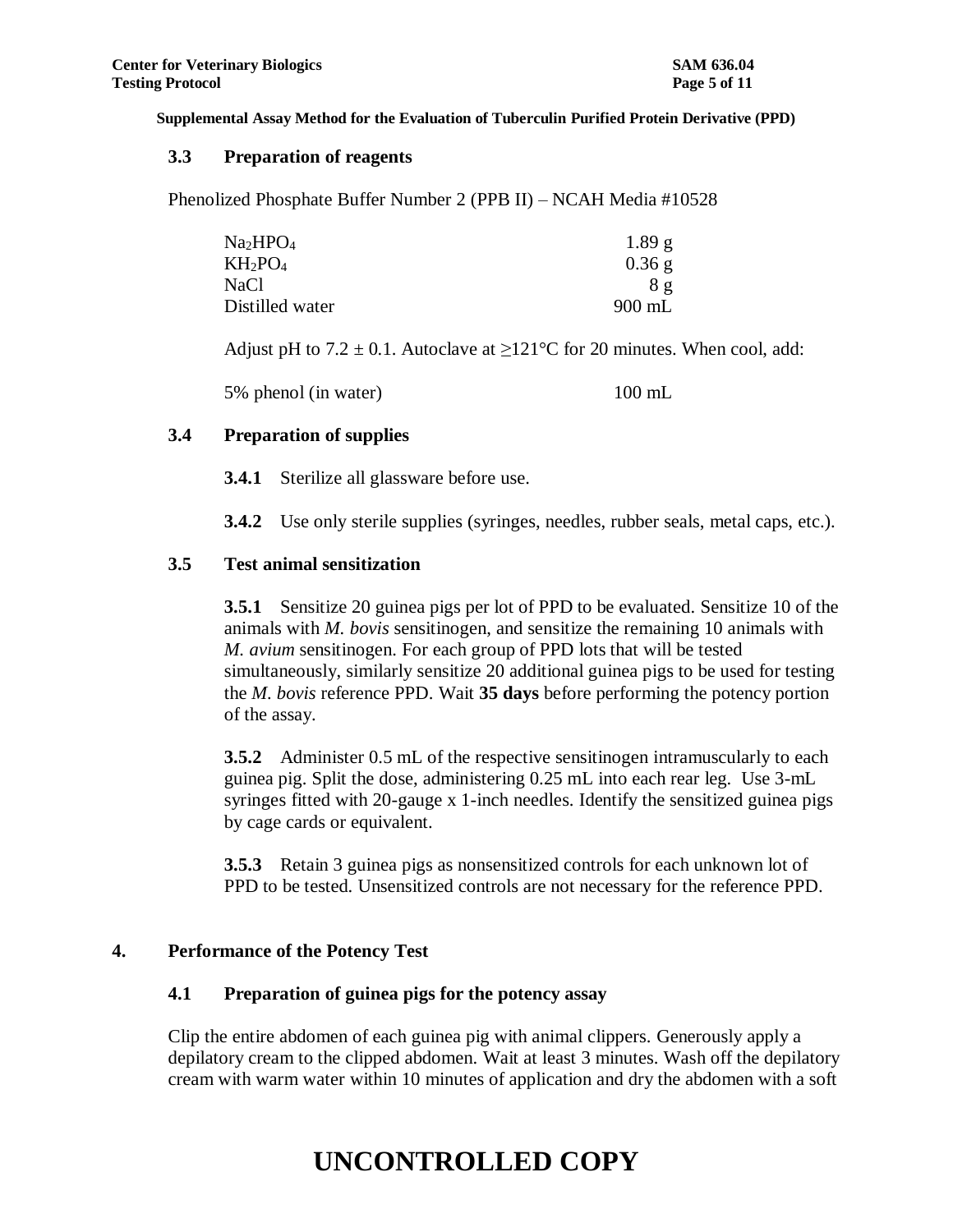### 3.3 Preparation of reagents

Phenolized Phosphate Buffer Number 2 (PPB II) – NCAH Media #10528

| | |
|---|---|
| $Na_2HPO_4$ | 1.89 g |
| $KH_2PO_4$ | 0.36 g |
| NaCl | 8 g |
| Distilled water | 900 mL |

Adjust pH to 7.2 ± 0.1. Autoclave at ≥121°C for 20 minutes. When cool, add:

| | |
|---|---|
| 5% phenol (in water) | 100 mL |

### 3.4 Preparation of supplies

**3.4.1** Sterilize all glassware before use.

**3.4.2** Use only sterile supplies (syringes, needles, rubber seals, metal caps, etc.).

### 3.5 Test animal sensitization

**3.5.1** Sensitize 20 guinea pigs per lot of PPD to be evaluated. Sensitize 10 of the animals with *M. bovis* sensitinogen, and sensitize the remaining 10 animals with *M. avium* sensitinogen. For each group of PPD lots that will be tested simultaneously, similarly sensitize 20 additional guinea pigs to be used for testing the *M. bovis* reference PPD. Wait **35 days** before performing the potency portion of the assay.

**3.5.2** Administer 0.5 mL of the respective sensitinogen intramuscularly to each guinea pig. Split the dose, administering 0.25 mL into each rear leg. Use 3-mL syringes fitted with 20-gauge x 1-inch needles. Identify the sensitized guinea pigs by cage cards or equivalent.

**3.5.3** Retain 3 guinea pigs as nonsensitized controls for each unknown lot of PPD to be tested. Unsensitized controls are not necessary for the reference PPD.

## 4. Performance of the Potency Test

### 4.1 Preparation of guinea pigs for the potency assay

Clip the entire abdomen of each guinea pig with animal clippers. Generously apply a depilatory cream to the clipped abdomen. Wait at least 3 minutes. Wash off the depilatory cream with warm water within 10 minutes of application and dry the abdomen with a soft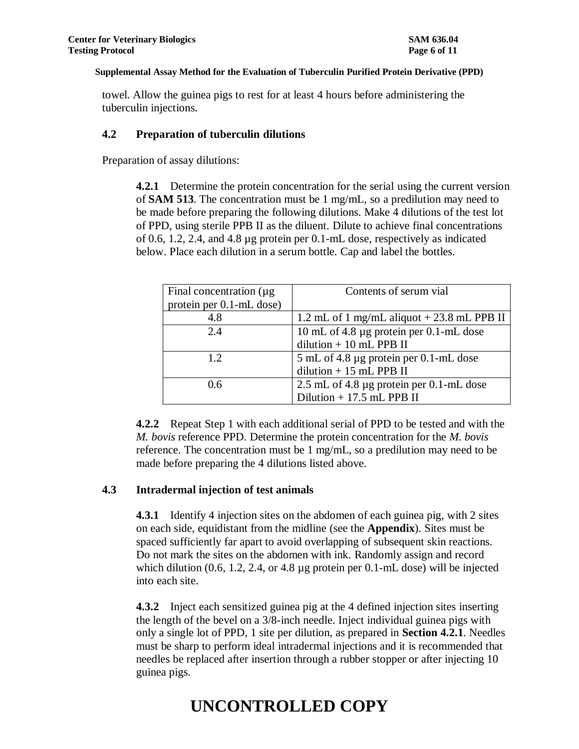towel. Allow the guinea pigs to rest for at least 4 hours before administering the tuberculin injections.

## 4.2 Preparation of tuberculin dilutions

Preparation of assay dilutions:

**4.2.1** Determine the protein concentration for the serial using the current version of **SAM 513**. The concentration must be 1 mg/mL, so a predilution may need to be made before preparing the following dilutions. Make 4 dilutions of the test lot of PPD, using sterile PPB II as the diluent. Dilute to achieve final concentrations of 0.6, 1.2, 2.4, and 4.8 µg protein per 0.1-mL dose, respectively as indicated below. Place each dilution in a serum bottle. Cap and label the bottles.

| Final concentration (µg protein per 0.1-mL dose) | Contents of serum vial |
|---|---|
| 4.8 | 1.2 mL of 1 mg/mL aliquot + 23.8 mL PPB II |
| 2.4 | 10 mL of 4.8 µg protein per 0.1-mL dose dilution + 10 mL PPB II |
| 1.2 | 5 mL of 4.8 µg protein per 0.1-mL dose dilution + 15 mL PPB II |
| 0.6 | 2.5 mL of 4.8 µg protein per 0.1-mL dose Dilution + 17.5 mL PPB II |

**4.2.2** Repeat Step 1 with each additional serial of PPD to be tested and with the *M. bovis* reference PPD. Determine the protein concentration for the *M. bovis* reference. The concentration must be 1 mg/mL, so a predilution may need to be made before preparing the 4 dilutions listed above.

## 4.3 Intradermal injection of test animals

**4.3.1** Identify 4 injection sites on the abdomen of each guinea pig, with 2 sites on each side, equidistant from the midline (see the **Appendix**). Sites must be spaced sufficiently far apart to avoid overlapping of subsequent skin reactions. Do not mark the sites on the abdomen with ink. Randomly assign and record which dilution (0.6, 1.2, 2.4, or 4.8 µg protein per 0.1-mL dose) will be injected into each site.

**4.3.2** Inject each sensitized guinea pig at the 4 defined injection sites inserting the length of the bevel on a 3/8-inch needle. Inject individual guinea pigs with only a single lot of PPD, 1 site per dilution, as prepared in **Section 4.2.1**. Needles must be sharp to perform ideal intradermal injections and it is recommended that needles be replaced after insertion through a rubber stopper or after injecting 10 guinea pigs.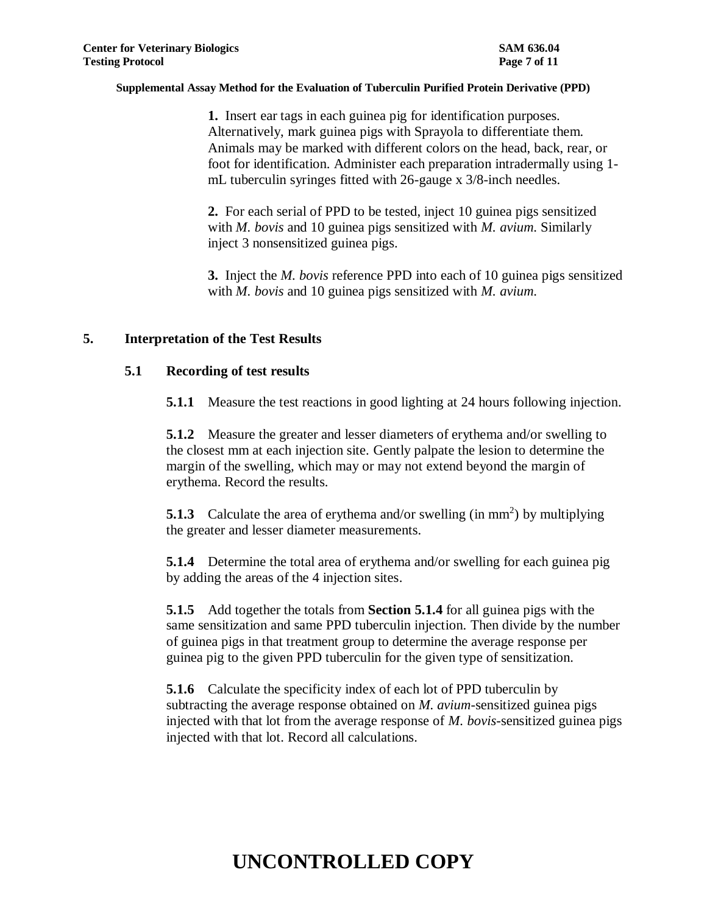**1.** Insert ear tags in each guinea pig for identification purposes. Alternatively, mark guinea pigs with Sprayola to differentiate them. Animals may be marked with different colors on the head, back, rear, or foot for identification. Administer each preparation intradermally using 1-mL tuberculin syringes fitted with 26-gauge x 3/8-inch needles.

**2.** For each serial of PPD to be tested, inject 10 guinea pigs sensitized with *M. bovis* and 10 guinea pigs sensitized with *M. avium*. Similarly inject 3 nonsensitized guinea pigs.

**3.** Inject the *M. bovis* reference PPD into each of 10 guinea pigs sensitized with *M. bovis* and 10 guinea pigs sensitized with *M. avium*.

## 5. Interpretation of the Test Results

### 5.1 Recording of test results

**5.1.1** Measure the test reactions in good lighting at 24 hours following injection.

**5.1.2** Measure the greater and lesser diameters of erythema and/or swelling to the closest mm at each injection site. Gently palpate the lesion to determine the margin of the swelling, which may or may not extend beyond the margin of erythema. Record the results.

**5.1.3** Calculate the area of erythema and/or swelling (in $mm^2$) by multiplying the greater and lesser diameter measurements.

**5.1.4** Determine the total area of erythema and/or swelling for each guinea pig by adding the areas of the 4 injection sites.

**5.1.5** Add together the totals from **Section 5.1.4** for all guinea pigs with the same sensitization and same PPD tuberculin injection. Then divide by the number of guinea pigs in that treatment group to determine the average response per guinea pig to the given PPD tuberculin for the given type of sensitization.

**5.1.6** Calculate the specificity index of each lot of PPD tuberculin by subtracting the average response obtained on *M. avium*-sensitized guinea pigs injected with that lot from the average response of *M. bovis*-sensitized guinea pigs injected with that lot. Record all calculations.

# UNCONTROLLED COPY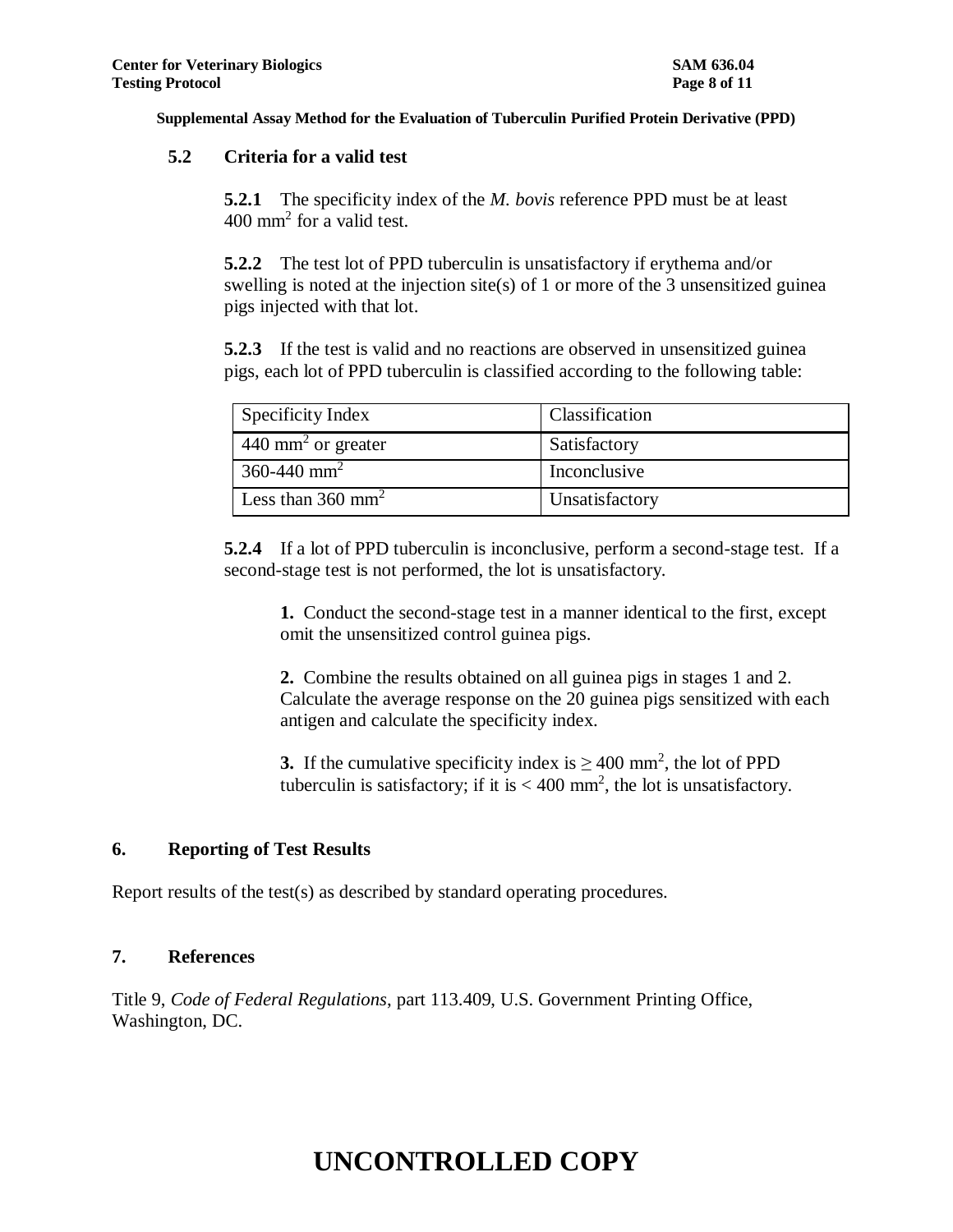### 5.2 Criteria for a valid test

**5.2.1** The specificity index of the *M. bovis* reference PPD must be at least 400 $mm^2$ for a valid test.

**5.2.2** The test lot of PPD tuberculin is unsatisfactory if erythema and/or swelling is noted at the injection site(s) of 1 or more of the 3 unsensitized guinea pigs injected with that lot.

**5.2.3** If the test is valid and no reactions are observed in unsensitized guinea pigs, each lot of PPD tuberculin is classified according to the following table:

| Specificity Index | Classification |
|---|---|
| 440 $mm^2$ or greater | Satisfactory |
| 360-440 $mm^2$ | Inconclusive |
| Less than 360 $mm^2$ | Unsatisfactory |

**5.2.4** If a lot of PPD tuberculin is inconclusive, perform a second-stage test. If a second-stage test is not performed, the lot is unsatisfactory.

**1.** Conduct the second-stage test in a manner identical to the first, except omit the unsensitized control guinea pigs.

**2.** Combine the results obtained on all guinea pigs in stages 1 and 2. Calculate the average response on the 20 guinea pigs sensitized with each antigen and calculate the specificity index.

**3.** If the cumulative specificity index is $\geq$ 400 $mm^2$, the lot of PPD tuberculin is satisfactory; if it is < 400 $mm^2$, the lot is unsatisfactory.

## 6. Reporting of Test Results

Report results of the test(s) as described by standard operating procedures.

## 7. References

Title 9, *Code of Federal Regulations*, part 113.409, U.S. Government Printing Office, Washington, DC.

# UNCONTROLLED COPY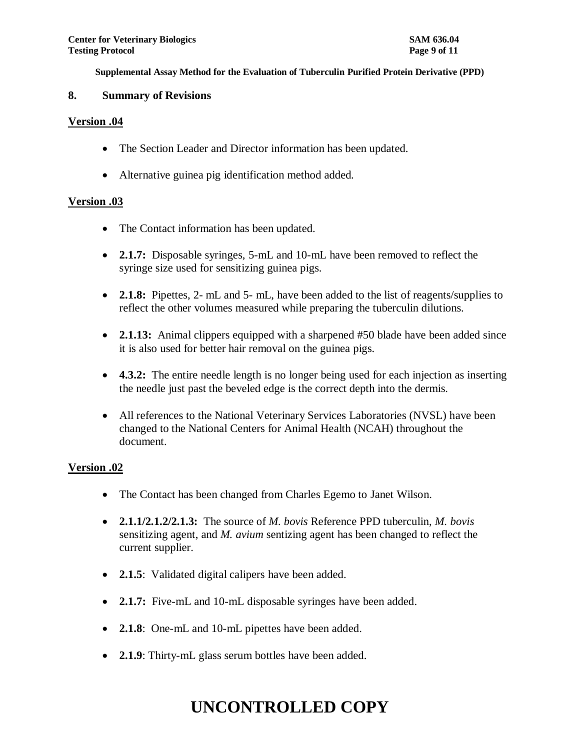## 8. Summary of Revisions

**Version .04**

- The Section Leader and Director information has been updated.
- Alternative guinea pig identification method added.

**Version .03**

- The Contact information has been updated.
- **2.1.7:** Disposable syringes, 5-mL and 10-mL have been removed to reflect the syringe size used for sensitizing guinea pigs.
- **2.1.8:** Pipettes, 2- mL and 5- mL, have been added to the list of reagents/supplies to reflect the other volumes measured while preparing the tuberculin dilutions.
- **2.1.13:** Animal clippers equipped with a sharpened #50 blade have been added since it is also used for better hair removal on the guinea pigs.
- **4.3.2:** The entire needle length is no longer being used for each injection as inserting the needle just past the beveled edge is the correct depth into the dermis.
- All references to the National Veterinary Services Laboratories (NVSL) have been changed to the National Centers for Animal Health (NCAH) throughout the document.

**Version .02**

- The Contact has been changed from Charles Egemo to Janet Wilson.
- **2.1.1/2.1.2/2.1.3:** The source of *M. bovis* Reference PPD tuberculin, *M. bovis* sensitizing agent, and *M. avium* sentizing agent has been changed to reflect the current supplier.
- **2.1.5**: Validated digital calipers have been added.
- **2.1.7:** Five-mL and 10-mL disposable syringes have been added.
- **2.1.8**: One-mL and 10-mL pipettes have been added.
- **2.1.9**: Thirty-mL glass serum bottles have been added.

**UNCONTROLLED COPY**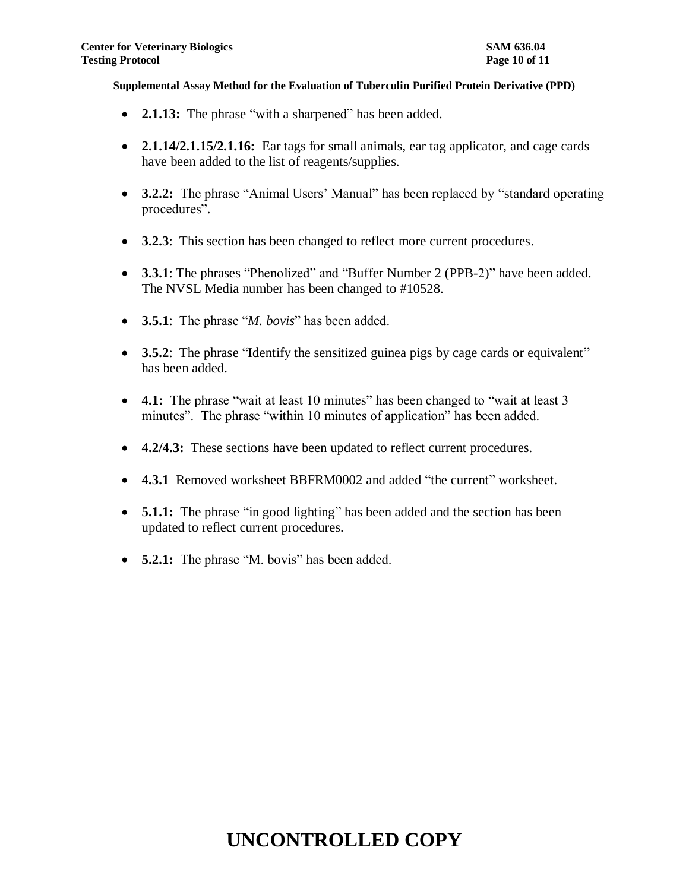- **2.1.13:** The phrase "with a sharpened" has been added.

- **2.1.14/2.1.15/2.1.16:** Ear tags for small animals, ear tag applicator, and cage cards have been added to the list of reagents/supplies.

- **3.2.2:** The phrase "Animal Users' Manual" has been replaced by "standard operating procedures".

- **3.2.3**: This section has been changed to reflect more current procedures.

- **3.3.1**: The phrases "Phenolized" and "Buffer Number 2 (PPB-2)" have been added. The NVSL Media number has been changed to #10528.

- **3.5.1**: The phrase "*M. bovis*" has been added.

- **3.5.2**: The phrase "Identify the sensitized guinea pigs by cage cards or equivalent" has been added.

- **4.1:** The phrase "wait at least 10 minutes" has been changed to "wait at least 3 minutes". The phrase "within 10 minutes of application" has been added.

- **4.2/4.3:** These sections have been updated to reflect current procedures.

- **4.3.1** Removed worksheet BBFRM0002 and added "the current" worksheet.

- **5.1.1:** The phrase "in good lighting" has been added and the section has been updated to reflect current procedures.

- **5.2.1:** The phrase "M. bovis" has been added.

# UNCONTROLLED COPY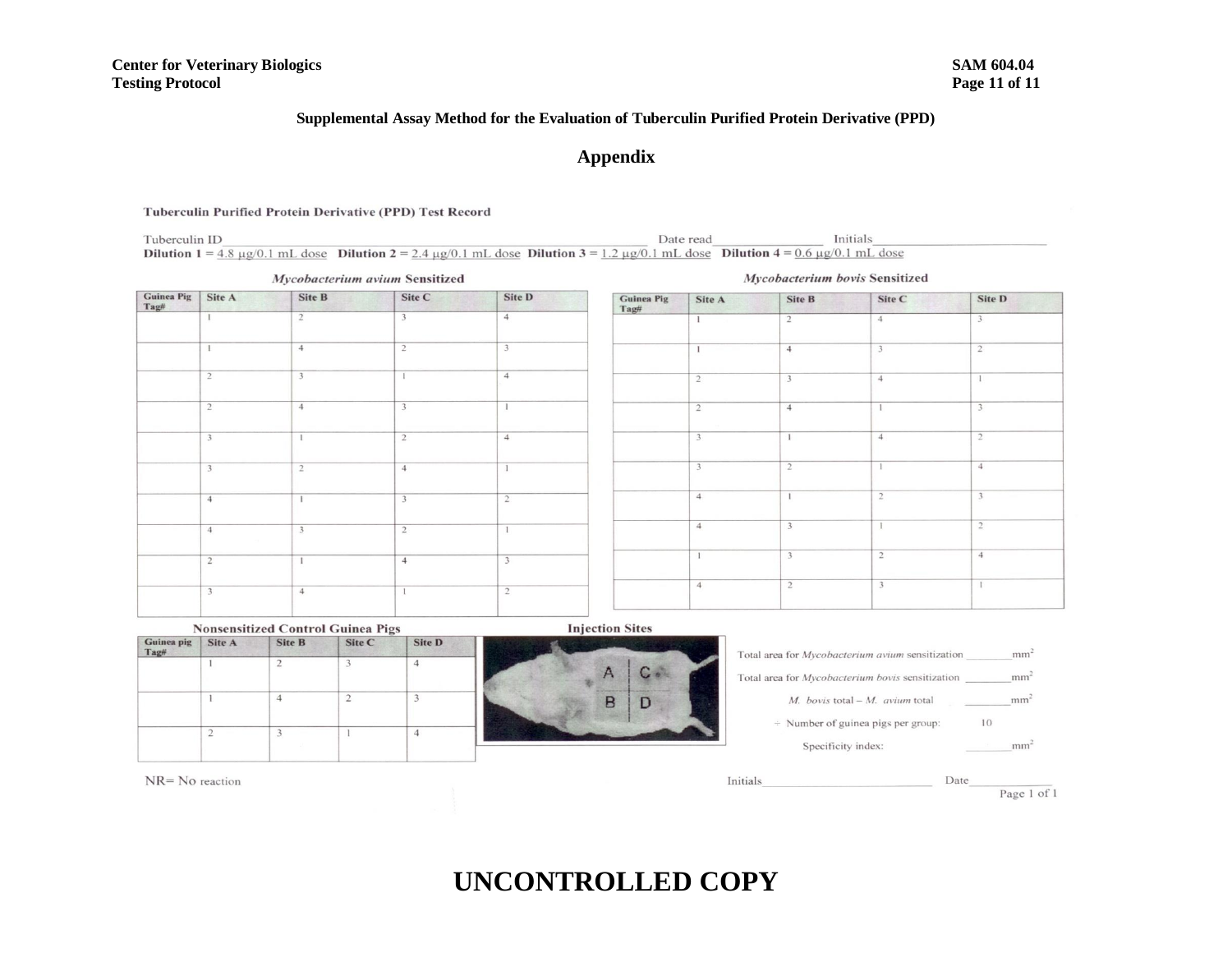Supplemental Assay Method for the Evaluation of Tuberculin Purified Protein Derivative (PPD)

## Appendix

**Tuberculin Purified Protein Derivative (PPD) Test Record**

Tuberculin ID \_\_\_\_\_\_\_\_\_\_ Date read \_\_\_\_\_\_\_\_\_\_ Initials \_\_\_\_\_\_\_\_\_\_

**Dilution 1** = 4.8 µg/0.1 mL dose **Dilution 2** = 2.4 µg/0.1 mL dose **Dilution 3** = 1.2 µg/0.1 mL dose **Dilution 4** = 0.6 µg/0.1 mL dose

***Mycobacterium avium* Sensitized**

| Guinea Pig Tag# | Site A | Site B | Site C | Site D |
|---|---|---|---|---|
| | 1 | 2 | 3 | 4 |
| | 1 | 4 | 2 | 3 |
| | 2 | 3 | 1 | 4 |
| | 2 | 4 | 3 | 1 |
| | 3 | 1 | 2 | 4 |
| | 3 | 2 | 4 | 1 |
| | 4 | 1 | 3 | 2 |
| | 4 | 3 | 2 | 1 |
| | 2 | 1 | 4 | 3 |
| | 3 | 4 | 1 | 2 |

***Mycobacterium bovis* Sensitized**

| Guinea Pig Tag# | Site A | Site B | Site C | Site D |
|---|---|---|---|---|
| | 1 | 2 | 4 | 3 |
| | 1 | 4 | 3 | 2 |
| | 2 | 3 | 4 | 1 |
| | 2 | 4 | 1 | 3 |
| | 3 | 1 | 4 | 2 |
| | 3 | 2 | 1 | 4 |
| | 4 | 1 | 2 | 3 |
| | 4 | 3 | 1 | 2 |
| | 1 | 3 | 2 | 4 |
| | 4 | 2 | 3 | 1 |

**Nonsensitized Control Guinea Pigs**

| Guinea pig Tag# | Site A | Site B | Site C | Site D |
|---|---|---|---|---|
| | 1 | 2 | 3 | 4 |
| | 1 | 4 | 2 | 3 |
| | 2 | 3 | 1 | 4 |

**Injection Sites**

A C
B D

Total area for *Mycobacterium avium* sensitization \_\_\_\_\_\_\_\_ mm²

Total area for *Mycobacterium bovis* sensitization \_\_\_\_\_\_\_\_ mm²

*M. bovis* total – *M. avium* total \_\_\_\_\_\_\_\_ mm²

÷ Number of guinea pigs per group: 10

Specificity index: \_\_\_\_\_\_\_\_ mm²

NR= No reaction

Initials \_\_\_\_\_\_\_\_\_\_ Date \_\_\_\_\_\_\_\_\_\_

Page 1 of 1

**UNCONTROLLED COPY**